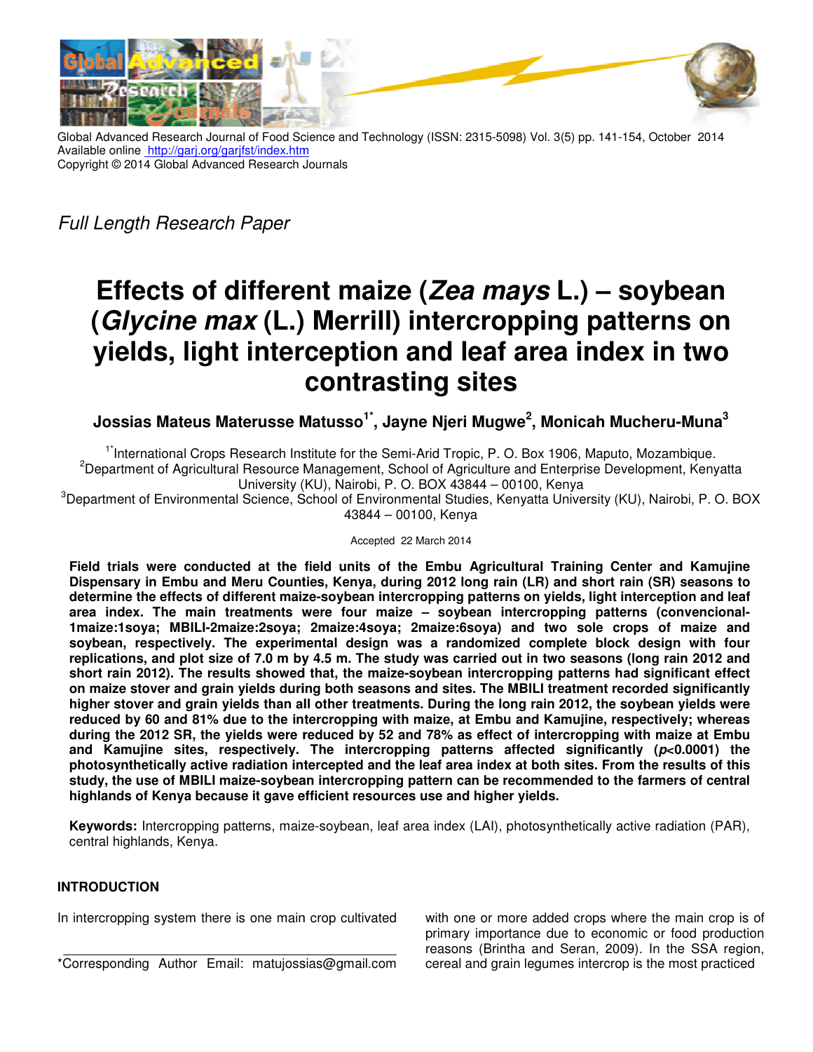Global Advanced Research Journal of Food Science and Technology (ISSN: 2315-5098) Vol. 3(5) pp. 141-154, October 2014
Available online http://garj.org/garjfst/index.htm
Copyright © 2014 Global Advanced Research Journals

*Full Length Research Paper*

# Effects of different maize (*Zea mays* L.) – soybean (*Glycine max* (L.) Merrill) intercropping patterns on yields, light interception and leaf area index in two contrasting sites

**Jossias Mateus Materusse Matusso[1*], Jayne Njeri Mugwe[2], Monicah Mucheru-Muna[3]**

[1*]International Crops Research Institute for the Semi-Arid Tropic, P. O. Box 1906, Maputo, Mozambique.
[2]Department of Agricultural Resource Management, School of Agriculture and Enterprise Development, Kenyatta University (KU), Nairobi, P. O. BOX 43844 – 00100, Kenya
[3]Department of Environmental Science, School of Environmental Studies, Kenyatta University (KU), Nairobi, P. O. BOX 43844 – 00100, Kenya

Accepted 22 March 2014

**Field trials were conducted at the field units of the Embu Agricultural Training Center and Kamujine Dispensary in Embu and Meru Counties, Kenya, during 2012 long rain (LR) and short rain (SR) seasons to determine the effects of different maize-soybean intercropping patterns on yields, light interception and leaf area index. The main treatments were four maize – soybean intercropping patterns (convencional-1maize:1soya; MBILI-2maize:2soya; 2maize:4soya; 2maize:6soya) and two sole crops of maize and soybean, respectively. The experimental design was a randomized complete block design with four replications, and plot size of 7.0 m by 4.5 m. The study was carried out in two seasons (long rain 2012 and short rain 2012). The results showed that, the maize-soybean intercropping patterns had significant effect on maize stover and grain yields during both seasons and sites. The MBILI treatment recorded significantly higher stover and grain yields than all other treatments. During the long rain 2012, the soybean yields were reduced by 60 and 81% due to the intercropping with maize, at Embu and Kamujine, respectively; whereas during the 2012 SR, the yields were reduced by 52 and 78% as effect of intercropping with maize at Embu and Kamujine sites, respectively. The intercropping patterns affected significantly (*p*<0.0001) the photosynthetically active radiation intercepted and the leaf area index at both sites. From the results of this study, the use of MBILI maize-soybean intercropping pattern can be recommended to the farmers of central highlands of Kenya because it gave efficient resources use and higher yields.**

**Keywords:** Intercropping patterns, maize-soybean, leaf area index (LAI), photosynthetically active radiation (PAR), central highlands, Kenya.

## INTRODUCTION

In intercropping system there is one main crop cultivated with one or more added crops where the main crop is of primary importance due to economic or food production reasons (Brintha and Seran, 2009). In the SSA region, cereal and grain legumes intercrop is the most practiced

*Corresponding Author Email: matujossias@gmail.com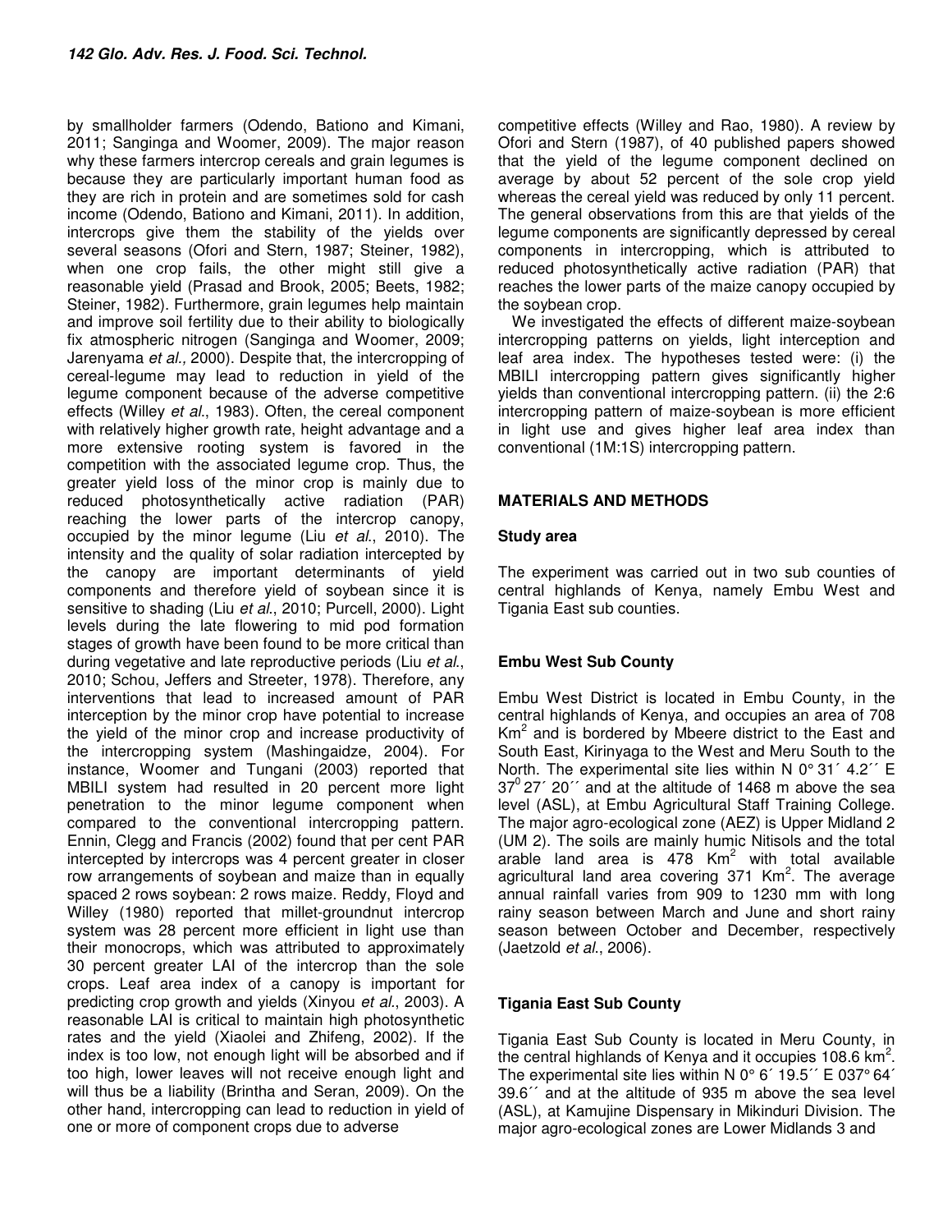by smallholder farmers (Odendo, Bationo and Kimani, 2011; Sanginga and Woomer, 2009). The major reason why these farmers intercrop cereals and grain legumes is because they are particularly important human food as they are rich in protein and are sometimes sold for cash income (Odendo, Bationo and Kimani, 2011). In addition, intercrops give them the stability of the yields over several seasons (Ofori and Stern, 1987; Steiner, 1982), when one crop fails, the other might still give a reasonable yield (Prasad and Brook, 2005; Beets, 1982; Steiner, 1982). Furthermore, grain legumes help maintain and improve soil fertility due to their ability to biologically fix atmospheric nitrogen (Sanginga and Woomer, 2009; Jarenyama *et al.,* 2000). Despite that, the intercropping of cereal-legume may lead to reduction in yield of the legume component because of the adverse competitive effects (Willey *et al*., 1983). Often, the cereal component with relatively higher growth rate, height advantage and a more extensive rooting system is favored in the competition with the associated legume crop. Thus, the greater yield loss of the minor crop is mainly due to reduced photosynthetically active radiation (PAR) reaching the lower parts of the intercrop canopy, occupied by the minor legume (Liu *et al*., 2010). The intensity and the quality of solar radiation intercepted by the canopy are important determinants of yield components and therefore yield of soybean since it is sensitive to shading (Liu *et al*., 2010; Purcell, 2000). Light levels during the late flowering to mid pod formation stages of growth have been found to be more critical than during vegetative and late reproductive periods (Liu *et al*., 2010; Schou, Jeffers and Streeter, 1978). Therefore, any interventions that lead to increased amount of PAR interception by the minor crop have potential to increase the yield of the minor crop and increase productivity of the intercropping system (Mashingaidze, 2004). For instance, Woomer and Tungani (2003) reported that MBILI system had resulted in 20 percent more light penetration to the minor legume component when compared to the conventional intercropping pattern. Ennin, Clegg and Francis (2002) found that per cent PAR intercepted by intercrops was 4 percent greater in closer row arrangements of soybean and maize than in equally spaced 2 rows soybean: 2 rows maize. Reddy, Floyd and Willey (1980) reported that millet-groundnut intercrop system was 28 percent more efficient in light use than their monocrops, which was attributed to approximately 30 percent greater LAI of the intercrop than the sole crops. Leaf area index of a canopy is important for predicting crop growth and yields (Xinyou *et al*., 2003). A reasonable LAI is critical to maintain high photosynthetic rates and the yield (Xiaolei and Zhifeng, 2002). If the index is too low, not enough light will be absorbed and if too high, lower leaves will not receive enough light and will thus be a liability (Brintha and Seran, 2009). On the other hand, intercropping can lead to reduction in yield of one or more of component crops due to adverse competitive effects (Willey and Rao, 1980). A review by Ofori and Stern (1987), of 40 published papers showed that the yield of the legume component declined on average by about 52 percent of the sole crop yield whereas the cereal yield was reduced by only 11 percent. The general observations from this are that yields of the legume components are significantly depressed by cereal components in intercropping, which is attributed to reduced photosynthetically active radiation (PAR) that reaches the lower parts of the maize canopy occupied by the soybean crop.

We investigated the effects of different maize-soybean intercropping patterns on yields, light interception and leaf area index. The hypotheses tested were: (i) the MBILI intercropping pattern gives significantly higher yields than conventional intercropping pattern. (ii) the 2:6 intercropping pattern of maize-soybean is more efficient in light use and gives higher leaf area index than conventional (1M:1S) intercropping pattern.

## MATERIALS AND METHODS

### Study area

The experiment was carried out in two sub counties of central highlands of Kenya, namely Embu West and Tigania East sub counties.

### Embu West Sub County

Embu West District is located in Embu County, in the central highlands of Kenya, and occupies an area of 708 $Km^2$ and is bordered by Mbeere district to the East and South East, Kirinyaga to the West and Meru South to the North. The experimental site lies within N 0° 31´ 4.2´´ E $37^0$ 27´ 20´´ and at the altitude of 1468 m above the sea level (ASL), at Embu Agricultural Staff Training College. The major agro-ecological zone (AEZ) is Upper Midland 2 (UM 2). The soils are mainly humic Nitisols and the total arable land area is 478 $Km^2$ with total available agricultural land area covering 371 $Km^2$. The average annual rainfall varies from 909 to 1230 mm with long rainy season between March and June and short rainy season between October and December, respectively (Jaetzold *et al*., 2006).

### Tigania East Sub County

Tigania East Sub County is located in Meru County, in the central highlands of Kenya and it occupies 108.6 $km^2$. The experimental site lies within N 0° 6´ 19.5´´ E 037° 64´ 39.6´´ and at the altitude of 935 m above the sea level (ASL), at Kamujine Dispensary in Mikinduri Division. The major agro-ecological zones are Lower Midlands 3 and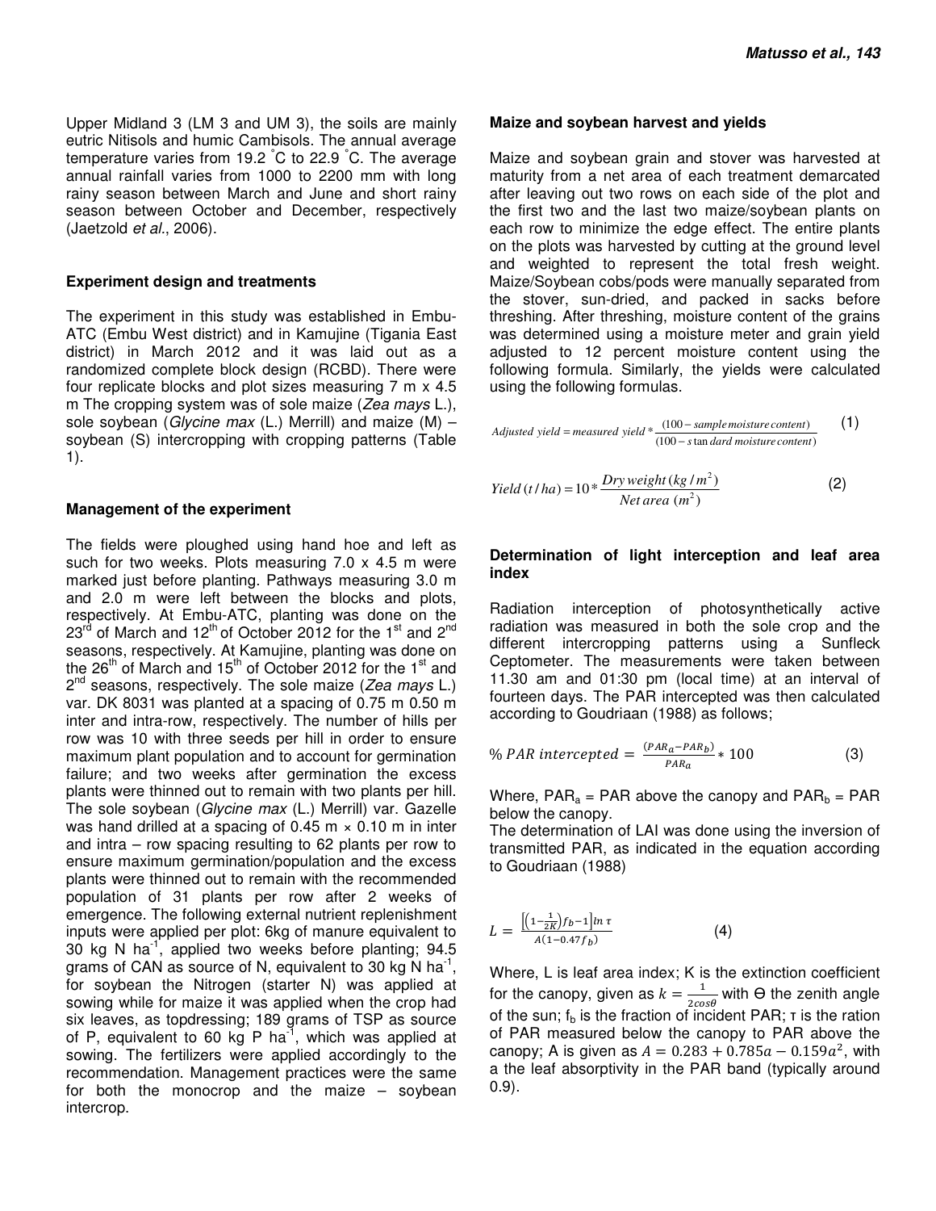Upper Midland 3 (LM 3 and UM 3), the soils are mainly eutric Nitisols and humic Cambisols. The annual average temperature varies from 19.2 °C to 22.9 °C. The average annual rainfall varies from 1000 to 2200 mm with long rainy season between March and June and short rainy season between October and December, respectively (Jaetzold *et al*., 2006).

### Experiment design and treatments

The experiment in this study was established in Embu-ATC (Embu West district) and in Kamujine (Tigania East district) in March 2012 and it was laid out as a randomized complete block design (RCBD). There were four replicate blocks and plot sizes measuring 7 m x 4.5 m The cropping system was of sole maize (*Zea mays* L.), sole soybean (*Glycine max* (L.) Merrill) and maize (M) – soybean (S) intercropping with cropping patterns (Table 1).

### Management of the experiment

The fields were ploughed using hand hoe and left as such for two weeks. Plots measuring 7.0 x 4.5 m were marked just before planting. Pathways measuring 3.0 m and 2.0 m were left between the blocks and plots, respectively. At Embu-ATC, planting was done on the 23[rd] of March and 12[th] of October 2012 for the 1[st] and 2[nd] seasons, respectively. At Kamujine, planting was done on the 26[th] of March and 15[th] of October 2012 for the 1[st] and 2[nd] seasons, respectively. The sole maize (*Zea mays* L.) var. DK 8031 was planted at a spacing of 0.75 m 0.50 m inter and intra-row, respectively. The number of hills per row was 10 with three seeds per hill in order to ensure maximum plant population and to account for germination failure; and two weeks after germination the excess plants were thinned out to remain with two plants per hill. The sole soybean (*Glycine max* (L.) Merrill) var. Gazelle was hand drilled at a spacing of 0.45 m × 0.10 m in inter and intra – row spacing resulting to 62 plants per row to ensure maximum germination/population and the excess plants were thinned out to remain with the recommended population of 31 plants per row after 2 weeks of emergence. The following external nutrient replenishment inputs were applied per plot: 6kg of manure equivalent to 30 kg N ha$^{-1}$, applied two weeks before planting; 94.5 grams of CAN as source of N, equivalent to 30 kg N ha$^{-1}$, for soybean the Nitrogen (starter N) was applied at sowing while for maize it was applied when the crop had six leaves, as topdressing; 189 grams of TSP as source of P, equivalent to 60 kg P ha$^{-1}$, which was applied at sowing. The fertilizers were applied accordingly to the recommendation. Management practices were the same for both the monocrop and the maize – soybean intercrop.

### Maize and soybean harvest and yields

Maize and soybean grain and stover was harvested at maturity from a net area of each treatment demarcated after leaving out two rows on each side of the plot and the first two and the last two maize/soybean plants on each row to minimize the edge effect. The entire plants on the plots was harvested by cutting at the ground level and weighted to represent the total fresh weight. Maize/Soybean cobs/pods were manually separated from the stover, sun-dried, and packed in sacks before threshing. After threshing, moisture content of the grains was determined using a moisture meter and grain yield adjusted to 12 percent moisture content using the following formula. Similarly, the yields were calculated using the following formulas.

$$Adjusted\ yield = measured\ yield * \frac{(100 - sample\ moisture\ content)}{(100 - standard\ moisture\ content)} \quad (1)$$

$$Yield\ (t/ha) = 10 * \frac{Dry\ weight\ (kg/m^2)}{Net\ area\ (m^2)} \quad (2)$$

### Determination of light interception and leaf area index

Radiation interception of photosynthetically active radiation was measured in both the sole crop and the different intercropping patterns using a Sunfleck Ceptometer. The measurements were taken between 11.30 am and 01:30 pm (local time) at an interval of fourteen days. The PAR intercepted was then calculated according to Goudriaan (1988) as follows;

$$\%\ PAR\ intercepted = \frac{(PAR_a - PAR_b)}{PAR_a} * 100 \quad (3)$$

Where, $PAR_a$ = PAR above the canopy and $PAR_b$ = PAR below the canopy.

The determination of LAI was done using the inversion of transmitted PAR, as indicated in the equation according to Goudriaan (1988)

$$L = \frac{\left[\left(1 - \frac{1}{2K}\right) f_b - 1\right] \ln \tau}{A(1 - 0.47 f_b)} \quad (4)$$

Where, L is leaf area index; K is the extinction coefficient for the canopy, given as $k = \frac{1}{2\cos\theta}$ with Θ the zenith angle of the sun; $f_b$ is the fraction of incident PAR; τ is the ration of PAR measured below the canopy to PAR above the canopy; A is given as $A = 0.283 + 0.785a - 0.159a^2$, with a the leaf absorptivity in the PAR band (typically around 0.9).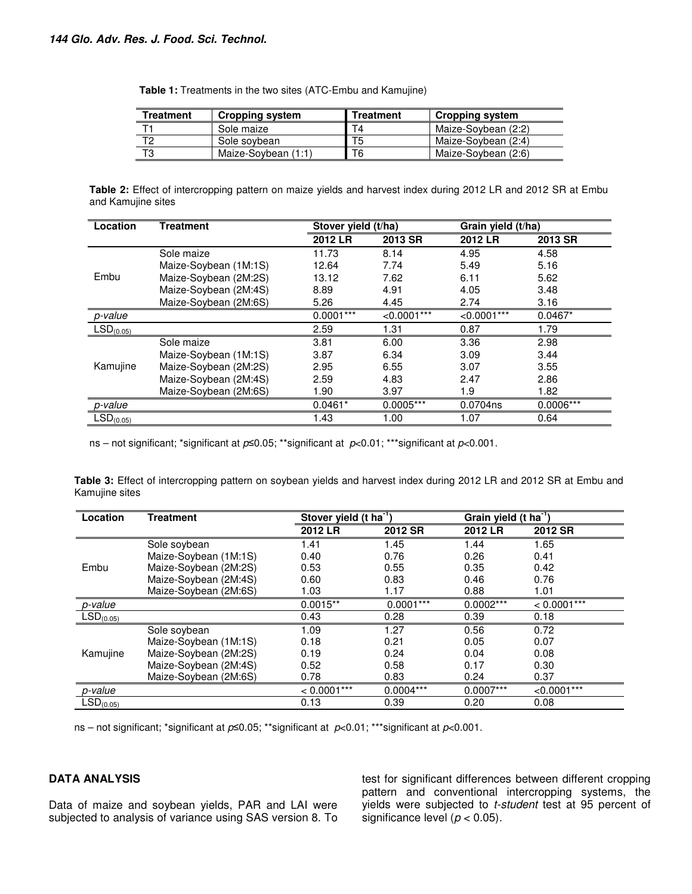**Table 1:** Treatments in the two sites (ATC-Embu and Kamujine)

| Treatment | Cropping system | Treatment | Cropping system |
|---|---|---|---|
| T1 | Sole maize | T4 | Maize-Soybean (2:2) |
| T2 | Sole soybean | T5 | Maize-Soybean (2:4) |
| T3 | Maize-Soybean (1:1) | T6 | Maize-Soybean (2:6) |

**Table 2:** Effect of intercropping pattern on maize yields and harvest index during 2012 LR and 2012 SR at Embu and Kamujine sites

| Location | Treatment | Stover yield (t/ha) | | Grain yield (t/ha) | |
|---|---|---|---|---|---|
| | | 2012 LR | 2013 SR | 2012 LR | 2013 SR |
| Embu | Sole maize | 11.73 | 8.14 | 4.95 | 4.58 |
| | Maize-Soybean (1M:1S) | 12.64 | 7.74 | 5.49 | 5.16 |
| | Maize-Soybean (2M:2S) | 13.12 | 7.62 | 6.11 | 5.62 |
| | Maize-Soybean (2M:4S) | 8.89 | 4.91 | 4.05 | 3.48 |
| | Maize-Soybean (2M:6S) | 5.26 | 4.45 | 2.74 | 3.16 |
| *p-value* | | 0.0001*** | <0.0001*** | <0.0001*** | 0.0467* |
| $LSD_{(0.05)}$ | | 2.59 | 1.31 | 0.87 | 1.79 |
| Kamujine | Sole maize | 3.81 | 6.00 | 3.36 | 2.98 |
| | Maize-Soybean (1M:1S) | 3.87 | 6.34 | 3.09 | 3.44 |
| | Maize-Soybean (2M:2S) | 2.95 | 6.55 | 3.07 | 3.55 |
| | Maize-Soybean (2M:4S) | 2.59 | 4.83 | 2.47 | 2.86 |
| | Maize-Soybean (2M:6S) | 1.90 | 3.97 | 1.9 | 1.82 |
| *p-value* | | 0.0461* | 0.0005*** | 0.0704ns | 0.0006*** |
| $LSD_{(0.05)}$ | | 1.43 | 1.00 | 1.07 | 0.64 |

ns – not significant; *significant at $p \leq 0.05$; **significant at $p < 0.01$; ***significant at $p < 0.001$.

**Table 3:** Effect of intercropping pattern on soybean yields and harvest index during 2012 LR and 2012 SR at Embu and Kamujine sites

| Location | Treatment | Stover yield (t $ha^{-1}$) | | Grain yield (t $ha^{-1}$) | |
|---|---|---|---|---|---|
| | | 2012 LR | 2012 SR | 2012 LR | 2012 SR |
| Embu | Sole soybean | 1.41 | 1.45 | 1.44 | 1.65 |
| | Maize-Soybean (1M:1S) | 0.40 | 0.76 | 0.26 | 0.41 |
| | Maize-Soybean (2M:2S) | 0.53 | 0.55 | 0.35 | 0.42 |
| | Maize-Soybean (2M:4S) | 0.60 | 0.83 | 0.46 | 0.76 |
| | Maize-Soybean (2M:6S) | 1.03 | 1.17 | 0.88 | 1.01 |
| *p-value* | | 0.0015** | 0.0001*** | 0.0002*** | < 0.0001*** |
| $LSD_{(0.05)}$ | | 0.43 | 0.28 | 0.39 | 0.18 |
| Kamujine | Sole soybean | 1.09 | 1.27 | 0.56 | 0.72 |
| | Maize-Soybean (1M:1S) | 0.18 | 0.21 | 0.05 | 0.07 |
| | Maize-Soybean (2M:2S) | 0.19 | 0.24 | 0.04 | 0.08 |
| | Maize-Soybean (2M:4S) | 0.52 | 0.58 | 0.17 | 0.30 |
| | Maize-Soybean (2M:6S) | 0.78 | 0.83 | 0.24 | 0.37 |
| *p-value* | | < 0.0001*** | 0.0004*** | 0.0007*** | <0.0001*** |
| $LSD_{(0.05)}$ | | 0.13 | 0.39 | 0.20 | 0.08 |

ns – not significant; *significant at $p \leq 0.05$; **significant at $p < 0.01$; ***significant at $p < 0.001$.

## DATA ANALYSIS

Data of maize and soybean yields, PAR and LAI were subjected to analysis of variance using SAS version 8. To test for significant differences between different cropping pattern and conventional intercropping systems, the yields were subjected to *t-student* test at 95 percent of significance level ($p < 0.05$).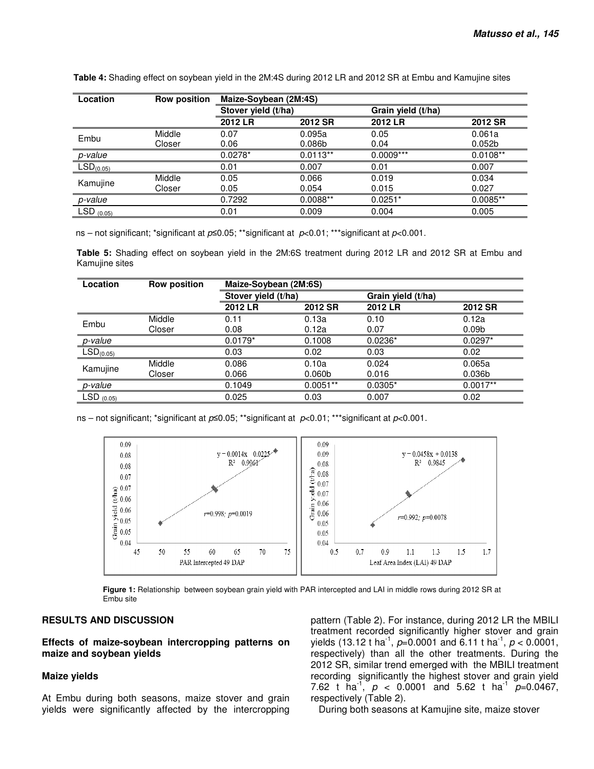**Table 4:** Shading effect on soybean yield in the 2M:4S during 2012 LR and 2012 SR at Embu and Kamujine sites

| Location | Row position | Maize-Soybean (2M:4S) | | | |
|---|---|---|---|---|---|
| | | Stover yield (t/ha) | | Grain yield (t/ha) | |
| | | 2012 LR | 2012 SR | 2012 LR | 2012 SR |
| Embu | Middle | 0.07 | 0.095a | 0.05 | 0.061a |
| | Closer | 0.06 | 0.086b | 0.04 | 0.052b |
| *p-value* | | 0.0278* | 0.0113** | 0.0009*** | 0.0108** |
| $LSD_{(0.05)}$ | | 0.01 | 0.007 | 0.01 | 0.007 |
| Kamujine | Middle | 0.05 | 0.066 | 0.019 | 0.034 |
| | Closer | 0.05 | 0.054 | 0.015 | 0.027 |
| *p-value* | | 0.7292 | 0.0088** | 0.0251* | 0.0085** |
| $LSD_{(0.05)}$ | | 0.01 | 0.009 | 0.004 | 0.005 |

ns – not significant; *significant at $p \leq 0.05$; **significant at $p < 0.01$; ***significant at $p < 0.001$.

**Table 5:** Shading effect on soybean yield in the 2M:6S treatment during 2012 LR and 2012 SR at Embu and Kamujine sites

| Location | Row position | Maize-Soybean (2M:6S) | | | |
|---|---|---|---|---|---|
| | | Stover yield (t/ha) | | Grain yield (t/ha) | |
| | | 2012 LR | 2012 SR | 2012 LR | 2012 SR |
| Embu | Middle | 0.11 | 0.13a | 0.10 | 0.12a |
| | Closer | 0.08 | 0.12a | 0.07 | 0.09b |
| *p-value* | | 0.0179* | 0.1008 | 0.0236* | 0.0297* |
| $LSD_{(0.05)}$ | | 0.03 | 0.02 | 0.03 | 0.02 |
| Kamujine | Middle | 0.086 | 0.10a | 0.024 | 0.065a |
| | Closer | 0.066 | 0.060b | 0.016 | 0.036b |
| *p-value* | | 0.1049 | 0.0051** | 0.0305* | 0.0017** |
| $LSD_{(0.05)}$ | | 0.025 | 0.03 | 0.007 | 0.02 |

ns – not significant; *significant at $p \leq 0.05$; **significant at $p < 0.01$; ***significant at $p < 0.001$.

**Figure 1:** Relationship between soybean grain yield with PAR intercepted and LAI in middle rows during 2012 SR at Embu site

## RESULTS AND DISCUSSION

### Effects of maize-soybean intercropping patterns on maize and soybean yields

### Maize yields

At Embu during both seasons, maize stover and grain yields were significantly affected by the intercropping pattern (Table 2). For instance, during 2012 LR the MBILI treatment recorded significantly higher stover and grain yields (13.12 t $ha^{-1}$, $p$=0.0001 and 6.11 t $ha^{-1}$, $p < 0.0001$, respectively) than all the other treatments. During the 2012 SR, similar trend emerged with the MBILI treatment recording significantly the highest stover and grain yield 7.62 t $ha^{-1}$, $p < 0.0001$ and 5.62 t $ha^{-1}$ $p$=0.0467, respectively (Table 2).

During both seasons at Kamujine site, maize stover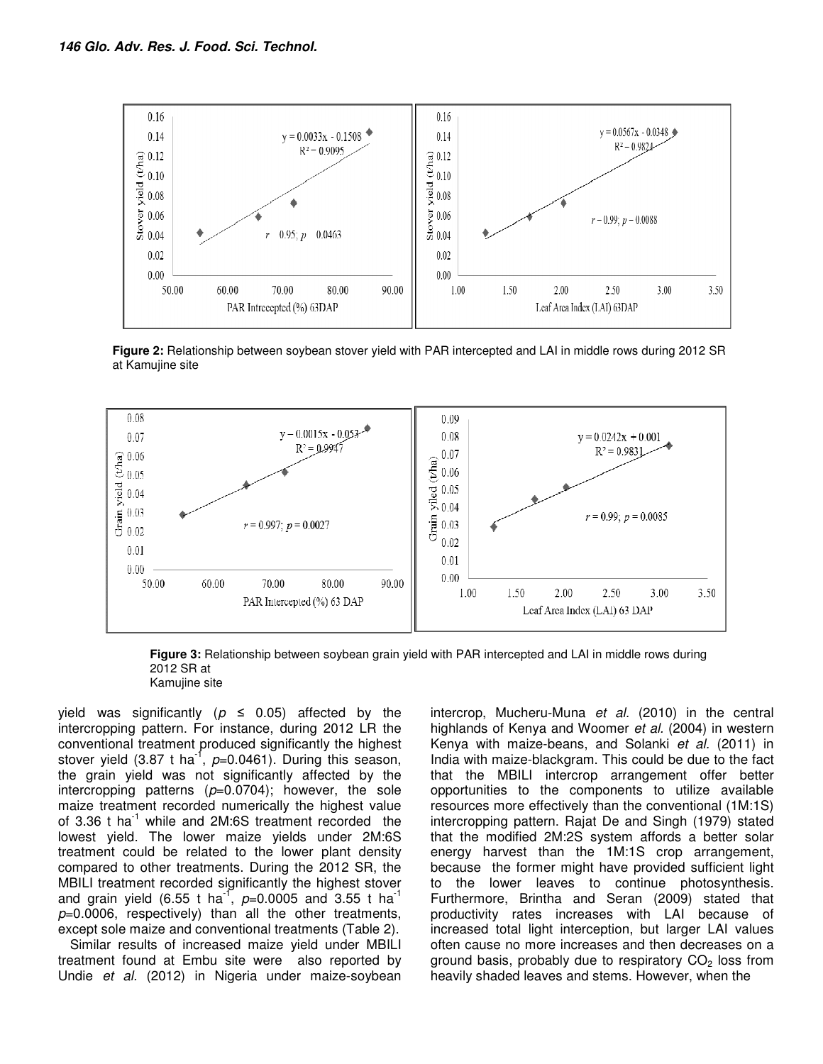**Figure 2:** Relationship between soybean stover yield with PAR intercepted and LAI in middle rows during 2012 SR at Kamujine site

**Figure 3:** Relationship between soybean grain yield with PAR intercepted and LAI in middle rows during 2012 SR at Kamujine site

yield was significantly ($p \leq 0.05$) affected by the intercropping pattern. For instance, during 2012 LR the conventional treatment produced significantly the highest stover yield (3.87 t ha$^{-1}$, $p$=0.0461). During this season, the grain yield was not significantly affected by the intercropping patterns ($p$=0.0704); however, the sole maize treatment recorded numerically the highest value of 3.36 t ha$^{-1}$ while and 2M:6S treatment recorded the lowest yield. The lower maize yields under 2M:6S treatment could be related to the lower plant density compared to other treatments. During the 2012 SR, the MBILI treatment recorded significantly the highest stover and grain yield (6.55 t ha$^{-1}$, $p$=0.0005 and 3.55 t ha$^{-1}$ $p$=0.0006, respectively) than all the other treatments, except sole maize and conventional treatments (Table 2).

Similar results of increased maize yield under MBILI treatment found at Embu site were also reported by Undie *et al.* (2012) in Nigeria under maize-soybean intercrop, Mucheru-Muna *et al.* (2010) in the central highlands of Kenya and Woomer *et al.* (2004) in western Kenya with maize-beans, and Solanki *et al.* (2011) in India with maize-blackgram. This could be due to the fact that the MBILI intercrop arrangement offer better opportunities to the components to utilize available resources more effectively than the conventional (1M:1S) intercropping pattern. Rajat De and Singh (1979) stated that the modified 2M:2S system affords a better solar energy harvest than the 1M:1S crop arrangement, because the former might have provided sufficient light to the lower leaves to continue photosynthesis. Furthermore, Brintha and Seran (2009) stated that productivity rates increases with LAI because of increased total light interception, but larger LAI values often cause no more increases and then decreases on a ground basis, probably due to respiratory $CO_2$ loss from heavily shaded leaves and stems. However, when the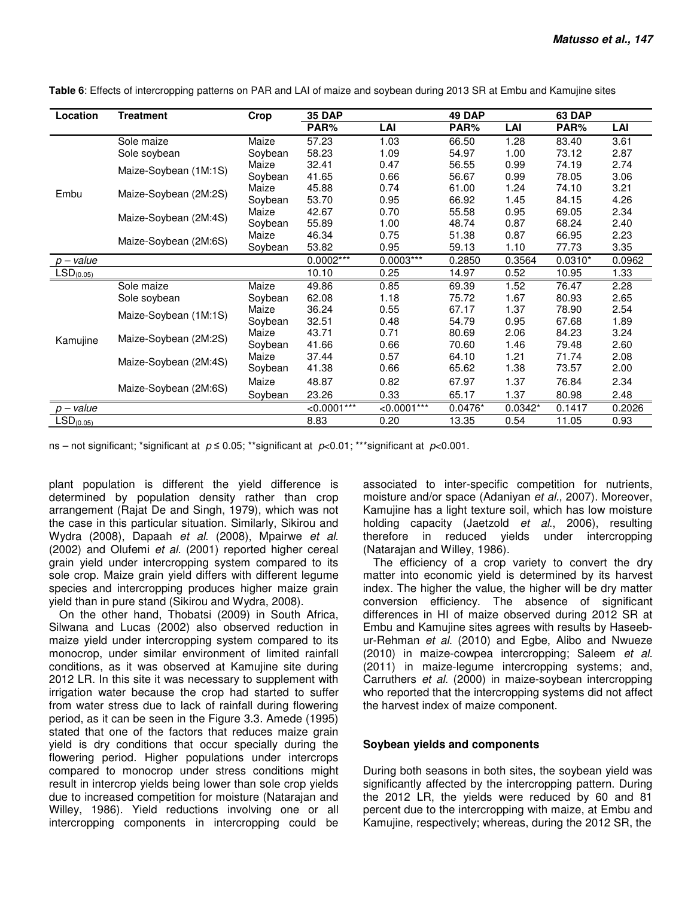**Table 6**: Effects of intercropping patterns on PAR and LAI of maize and soybean during 2013 SR at Embu and Kamujine sites

| Location | Treatment | Crop | 35 DAP | | 49 DAP | | 63 DAP | |
|---|---|---|---|---|---|---|---|---|
| | | | PAR% | LAI | PAR% | LAI | PAR% | LAI |
| Embu | Sole maize | Maize | 57.23 | 1.03 | 66.50 | 1.28 | 83.40 | 3.61 |
| | Sole soybean | Soybean | 58.23 | 1.09 | 54.97 | 1.00 | 73.12 | 2.87 |
| | Maize-Soybean (1M:1S) | Maize | 32.41 | 0.47 | 56.55 | 0.99 | 74.19 | 2.74 |
| | | Soybean | 41.65 | 0.66 | 56.67 | 0.99 | 78.05 | 3.06 |
| | Maize-Soybean (2M:2S) | Maize | 45.88 | 0.74 | 61.00 | 1.24 | 74.10 | 3.21 |
| | | Soybean | 53.70 | 0.95 | 66.92 | 1.45 | 84.15 | 4.26 |
| | Maize-Soybean (2M:4S) | Maize | 42.67 | 0.70 | 55.58 | 0.95 | 69.05 | 2.34 |
| | | Soybean | 55.89 | 1.00 | 48.74 | 0.87 | 68.24 | 2.40 |
| | Maize-Soybean (2M:6S) | Maize | 46.34 | 0.75 | 51.38 | 0.87 | 66.95 | 2.23 |
| | | Soybean | 53.82 | 0.95 | 59.13 | 1.10 | 77.73 | 3.35 |
| *p – value* | | | 0.0002*** | 0.0003*** | 0.2850 | 0.3564 | 0.0310* | 0.0962 |
| $LSD_{(0.05)}$ | | | 10.10 | 0.25 | 14.97 | 0.52 | 10.95 | 1.33 |
| Kamujine | Sole maize | Maize | 49.86 | 0.85 | 69.39 | 1.52 | 76.47 | 2.28 |
| | Sole soybean | Soybean | 62.08 | 1.18 | 75.72 | 1.67 | 80.93 | 2.65 |
| | Maize-Soybean (1M:1S) | Maize | 36.24 | 0.55 | 67.17 | 1.37 | 78.90 | 2.54 |
| | | Soybean | 32.51 | 0.48 | 54.79 | 0.95 | 67.68 | 1.89 |
| | Maize-Soybean (2M:2S) | Maize | 43.71 | 0.71 | 80.69 | 2.06 | 84.23 | 3.24 |
| | | Soybean | 41.66 | 0.66 | 70.60 | 1.46 | 79.48 | 2.60 |
| | Maize-Soybean (2M:4S) | Maize | 37.44 | 0.57 | 64.10 | 1.21 | 71.74 | 2.08 |
| | | Soybean | 41.38 | 0.66 | 65.62 | 1.38 | 73.57 | 2.00 |
| | Maize-Soybean (2M:6S) | Maize | 48.87 | 0.82 | 67.97 | 1.37 | 76.84 | 2.34 |
| | | Soybean | 23.26 | 0.33 | 65.17 | 1.37 | 80.98 | 2.48 |
| *p – value* | | | <0.0001*** | <0.0001*** | 0.0476* | 0.0342* | 0.1417 | 0.2026 |
| $LSD_{(0.05)}$ | | | 8.83 | 0.20 | 13.35 | 0.54 | 11.05 | 0.93 |

ns – not significant; *significant at $p \leq 0.05$; **significant at $p<0.01$; ***significant at $p<0.001$.

plant population is different the yield difference is determined by population density rather than crop arrangement (Rajat De and Singh, 1979), which was not the case in this particular situation. Similarly, Sikirou and Wydra (2008), Dapaah *et al.* (2008), Mpairwe *et al.* (2002) and Olufemi *et al.* (2001) reported higher cereal grain yield under intercropping system compared to its sole crop. Maize grain yield differs with different legume species and intercropping produces higher maize grain yield than in pure stand (Sikirou and Wydra, 2008).

On the other hand, Thobatsi (2009) in South Africa, Silwana and Lucas (2002) also observed reduction in maize yield under intercropping system compared to its monocrop, under similar environment of limited rainfall conditions, as it was observed at Kamujine site during 2012 LR. In this site it was necessary to supplement with irrigation water because the crop had started to suffer from water stress due to lack of rainfall during flowering period, as it can be seen in the Figure 3.3. Amede (1995) stated that one of the factors that reduces maize grain yield is dry conditions that occur specially during the flowering period. Higher populations under intercrops compared to monocrop under stress conditions might result in intercrop yields being lower than sole crop yields due to increased competition for moisture (Natarajan and Willey, 1986). Yield reductions involving one or all intercropping components in intercropping could be associated to inter-specific competition for nutrients, moisture and/or space (Adaniyan *et al.*, 2007). Moreover, Kamujine has a light texture soil, which has low moisture holding capacity (Jaetzold *et al.*, 2006), resulting therefore in reduced yields under intercropping (Natarajan and Willey, 1986).

The efficiency of a crop variety to convert the dry matter into economic yield is determined by its harvest index. The higher the value, the higher will be dry matter conversion efficiency. The absence of significant differences in HI of maize observed during 2012 SR at Embu and Kamujine sites agrees with results by Haseeb-ur-Rehman *et al.* (2010) and Egbe, Alibo and Nwueze (2010) in maize-cowpea intercropping; Saleem *et al.* (2011) in maize-legume intercropping systems; and, Carruthers *et al.* (2000) in maize-soybean intercropping who reported that the intercropping systems did not affect the harvest index of maize component.

### Soybean yields and components

During both seasons in both sites, the soybean yield was significantly affected by the intercropping pattern. During the 2012 LR, the yields were reduced by 60 and 81 percent due to the intercropping with maize, at Embu and Kamujine, respectively; whereas, during the 2012 SR, the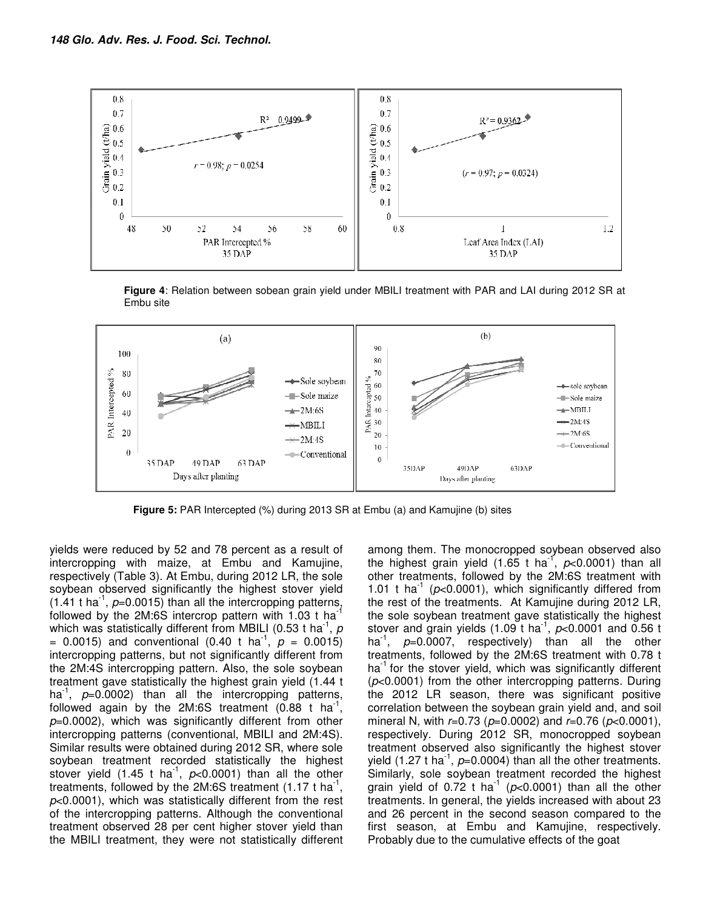**Figure 4**: Relation between sobean grain yield under MBILI treatment with PAR and LAI during 2012 SR at Embu site

**Figure 5:** PAR Intercepted (%) during 2013 SR at Embu (a) and Kamujine (b) sites

yields were reduced by 52 and 78 percent as a result of intercropping with maize, at Embu and Kamujine, respectively (Table 3). At Embu, during 2012 LR, the sole soybean observed significantly the highest stover yield (1.41 t ha$^{-1}$, $p$=0.0015) than all the intercropping patterns, followed by the 2M:6S intercrop pattern with 1.03 t ha$^{-1}$ which was statistically different from MBILI (0.53 t ha$^{-1}$, $p$ = 0.0015) and conventional (0.40 t ha$^{-1}$, $p$ = 0.0015) intercropping patterns, but not significantly different from the 2M:4S intercropping pattern. Also, the sole soybean treatment gave statistically the highest grain yield (1.44 t ha$^{-1}$, $p$=0.0002) than all the intercropping patterns, followed again by the 2M:6S treatment (0.88 t ha$^{-1}$, $p$=0.0002), which was significantly different from other intercropping patterns (conventional, MBILI and 2M:4S). Similar results were obtained during 2012 SR, where sole soybean treatment recorded statistically the highest stover yield (1.45 t ha$^{-1}$, $p$<0.0001) than all the other treatments, followed by the 2M:6S treatment (1.17 t ha$^{-1}$, $p$<0.0001), which was statistically different from the rest of the intercropping patterns. Although the conventional treatment observed 28 per cent higher stover yield than the MBILI treatment, they were not statistically different among them. The monocropped soybean observed also the highest grain yield (1.65 t ha$^{-1}$, $p$<0.0001) than all other treatments, followed by the 2M:6S treatment with 1.01 t ha$^{-1}$ ($p$<0.0001), which significantly differed from the rest of the treatments. At Kamujine during 2012 LR, the sole soybean treatment gave statistically the highest stover and grain yields (1.09 t ha$^{-1}$, $p$<0.0001 and 0.56 t ha$^{-1}$, $p$=0.0007, respectively) than all the other treatments, followed by the 2M:6S treatment with 0.78 t ha$^{-1}$ for the stover yield, which was significantly different ($p$<0.0001) from the other intercropping patterns. During the 2012 LR season, there was significant positive correlation between the soybean grain yield and, and soil mineral N, with $r$=0.73 ($p$=0.0002) and $r$=0.76 ($p$<0.0001), respectively. During 2012 SR, monocropped soybean treatment observed also significantly the highest stover yield (1.27 t ha$^{-1}$, $p$=0.0004) than all the other treatments. Similarly, sole soybean treatment recorded the highest grain yield of 0.72 t ha$^{-1}$ ($p$<0.0001) than all the other treatments. In general, the yields increased with about 23 and 26 percent in the second season compared to the first season, at Embu and Kamujine, respectively. Probably due to the cumulative effects of the goat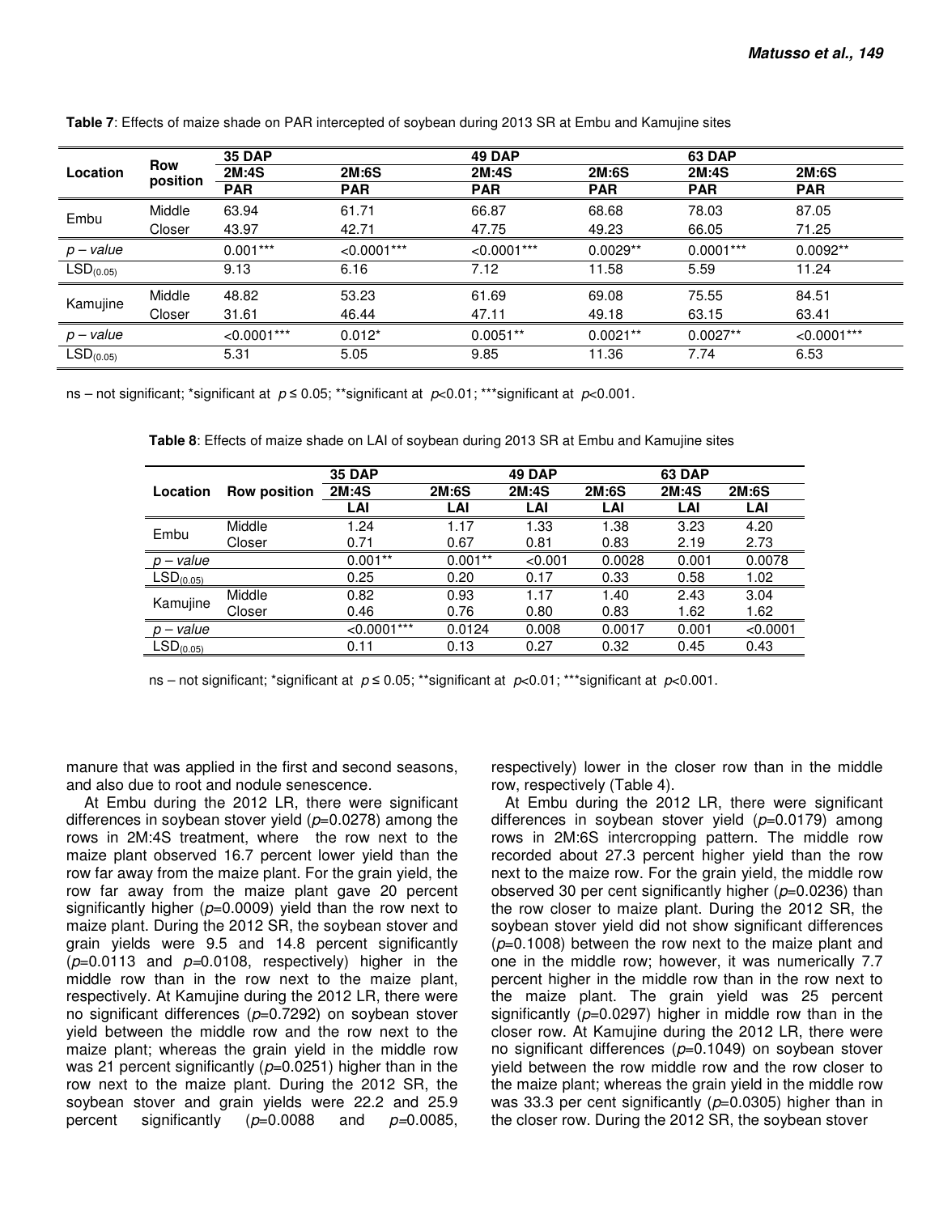**Table 7**: Effects of maize shade on PAR intercepted of soybean during 2013 SR at Embu and Kamujine sites

| Location | Row position | 35 DAP | | 49 DAP | | 63 DAP | |
|---|---|---|---|---|---|---|---|
| | | 2M:4S | 2M:6S | 2M:4S | 2M:6S | 2M:4S | 2M:6S |
| | | PAR | PAR | PAR | PAR | PAR | PAR |
| Embu | Middle | 63.94 | 61.71 | 66.87 | 68.68 | 78.03 | 87.05 |
| | Closer | 43.97 | 42.71 | 47.75 | 49.23 | 66.05 | 71.25 |
| *p – value* | | 0.001*** | <0.0001*** | <0.0001*** | 0.0029** | 0.0001*** | 0.0092** |
| $LSD_{(0.05)}$ | | 9.13 | 6.16 | 7.12 | 11.58 | 5.59 | 11.24 |
| Kamujine | Middle | 48.82 | 53.23 | 61.69 | 69.08 | 75.55 | 84.51 |
| | Closer | 31.61 | 46.44 | 47.11 | 49.18 | 63.15 | 63.41 |
| *p – value* | | <0.0001*** | 0.012* | 0.0051** | 0.0021** | 0.0027** | <0.0001*** |
| $LSD_{(0.05)}$ | | 5.31 | 5.05 | 9.85 | 11.36 | 7.74 | 6.53 |

ns – not significant; *significant at $p \leq 0.05$; **significant at $p<0.01$; ***significant at $p<0.001$.

**Table 8**: Effects of maize shade on LAI of soybean during 2013 SR at Embu and Kamujine sites

| Location | Row position | 35 DAP | | 49 DAP | | 63 DAP | |
|---|---|---|---|---|---|---|---|
| | | 2M:4S | 2M:6S | 2M:4S | 2M:6S | 2M:4S | 2M:6S |
| | | LAI | LAI | LAI | LAI | LAI | LAI |
| Embu | Middle | 1.24 | 1.17 | 1.33 | 1.38 | 3.23 | 4.20 |
| | Closer | 0.71 | 0.67 | 0.81 | 0.83 | 2.19 | 2.73 |
| *p – value* | | 0.001** | 0.001** | <0.001 | 0.0028 | 0.001 | 0.0078 |
| $LSD_{(0.05)}$ | | 0.25 | 0.20 | 0.17 | 0.33 | 0.58 | 1.02 |
| Kamujine | Middle | 0.82 | 0.93 | 1.17 | 1.40 | 2.43 | 3.04 |
| | Closer | 0.46 | 0.76 | 0.80 | 0.83 | 1.62 | 1.62 |
| *p – value* | | <0.0001*** | 0.0124 | 0.008 | 0.0017 | 0.001 | <0.0001 |
| $LSD_{(0.05)}$ | | 0.11 | 0.13 | 0.27 | 0.32 | 0.45 | 0.43 |

ns – not significant; *significant at $p \leq 0.05$; **significant at $p<0.01$; ***significant at $p<0.001$.

manure that was applied in the first and second seasons, and also due to root and nodule senescence.

At Embu during the 2012 LR, there were significant differences in soybean stover yield ($p$=0.0278) among the rows in 2M:4S treatment, where the row next to the maize plant observed 16.7 percent lower yield than the row far away from the maize plant. For the grain yield, the row far away from the maize plant gave 20 percent significantly higher ($p$=0.0009) yield than the row next to maize plant. During the 2012 SR, the soybean stover and grain yields were 9.5 and 14.8 percent significantly ($p$=0.0113 and $p$=0.0108, respectively) higher in the middle row than in the row next to the maize plant, respectively. At Kamujine during the 2012 LR, there were no significant differences ($p$=0.7292) on soybean stover yield between the middle row and the row next to the maize plant; whereas the grain yield in the middle row was 21 percent significantly ($p$=0.0251) higher than in the row next to the maize plant. During the 2012 SR, the soybean stover and grain yields were 22.2 and 25.9 percent significantly ($p$=0.0088 and $p$=0.0085, respectively) lower in the closer row than in the middle row, respectively (Table 4).

At Embu during the 2012 LR, there were significant differences in soybean stover yield ($p$=0.0179) among rows in 2M:6S intercropping pattern. The middle row recorded about 27.3 percent higher yield than the row next to the maize row. For the grain yield, the middle row observed 30 per cent significantly higher ($p$=0.0236) than the row closer to maize plant. During the 2012 SR, the soybean stover yield did not show significant differences ($p$=0.1008) between the row next to the maize plant and one in the middle row; however, it was numerically 7.7 percent higher in the middle row than in the row next to the maize plant. The grain yield was 25 percent significantly ($p$=0.0297) higher in middle row than in the closer row. At Kamujine during the 2012 LR, there were no significant differences ($p$=0.1049) on soybean stover yield between the row middle row and the row closer to the maize plant; whereas the grain yield in the middle row was 33.3 per cent significantly ($p$=0.0305) higher than in the closer row. During the 2012 SR, the soybean stover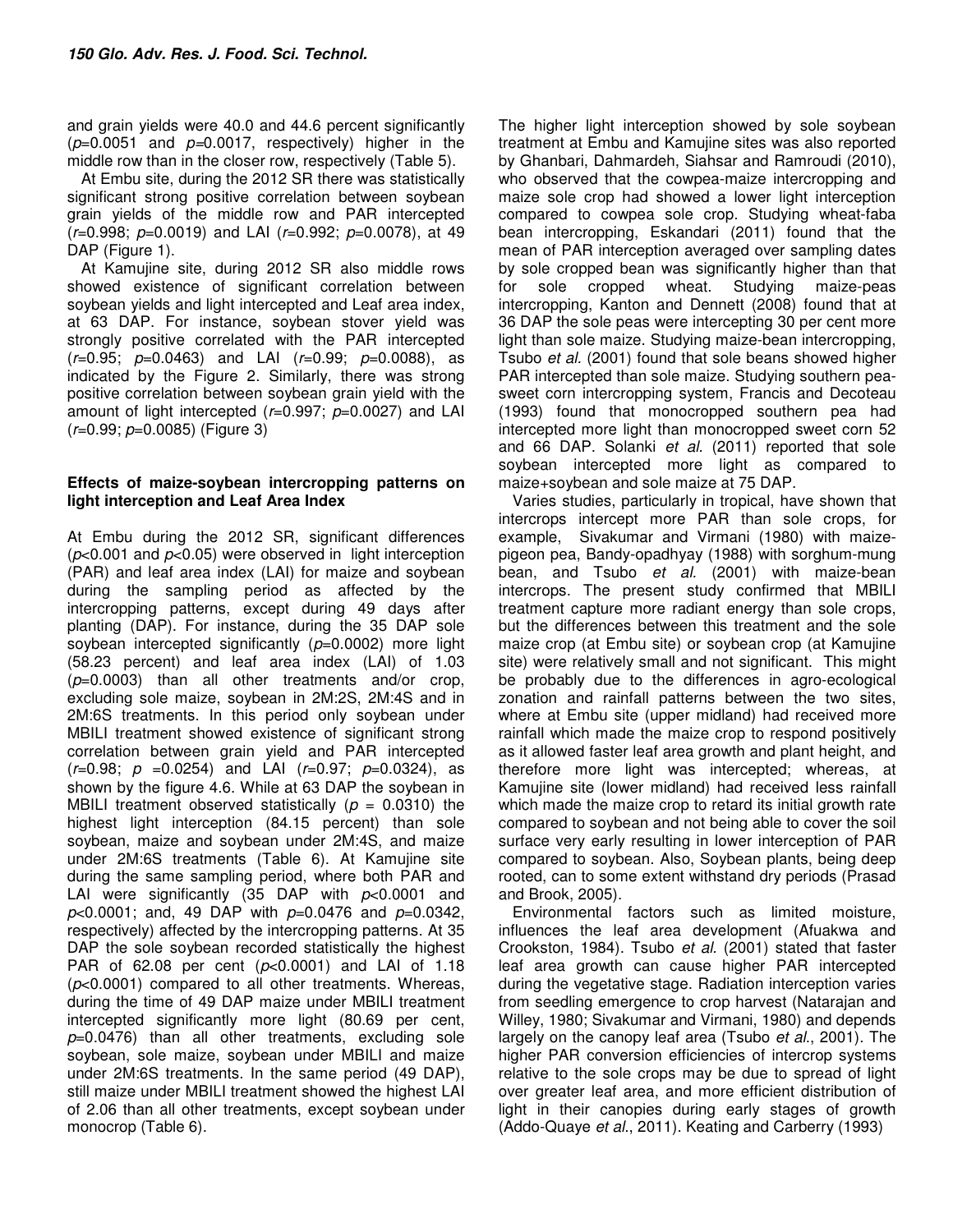and grain yields were 40.0 and 44.6 percent significantly ($p$=0.0051 and $p$=0.0017, respectively) higher in the middle row than in the closer row, respectively (Table 5).

At Embu site, during the 2012 SR there was statistically significant strong positive correlation between soybean grain yields of the middle row and PAR intercepted ($r$=0.998; $p$=0.0019) and LAI ($r$=0.992; $p$=0.0078), at 49 DAP (Figure 1).

At Kamujine site, during 2012 SR also middle rows showed existence of significant correlation between soybean yields and light intercepted and Leaf area index, at 63 DAP. For instance, soybean stover yield was strongly positive correlated with the PAR intercepted ($r$=0.95; $p$=0.0463) and LAI ($r$=0.99; $p$=0.0088), as indicated by the Figure 2. Similarly, there was strong positive correlation between soybean grain yield with the amount of light intercepted ($r$=0.997; $p$=0.0027) and LAI ($r$=0.99; $p$=0.0085) (Figure 3)

### Effects of maize-soybean intercropping patterns on light interception and Leaf Area Index

At Embu during the 2012 SR, significant differences ($p$<0.001 and $p$<0.05) were observed in light interception (PAR) and leaf area index (LAI) for maize and soybean during the sampling period as affected by the intercropping patterns, except during 49 days after planting (DAP). For instance, during the 35 DAP sole soybean intercepted significantly ($p$=0.0002) more light (58.23 percent) and leaf area index (LAI) of 1.03 ($p$=0.0003) than all other treatments and/or crop, excluding sole maize, soybean in 2M:2S, 2M:4S and in 2M:6S treatments. In this period only soybean under MBILI treatment showed existence of significant strong correlation between grain yield and PAR intercepted ($r$=0.98; $p$ =0.0254) and LAI ($r$=0.97; $p$=0.0324), as shown by the figure 4.6. While at 63 DAP the soybean in MBILI treatment observed statistically ($p$ = 0.0310) the highest light interception (84.15 percent) than sole soybean, maize and soybean under 2M:4S, and maize under 2M:6S treatments (Table 6). At Kamujine site during the same sampling period, where both PAR and LAI were significantly (35 DAP with $p$<0.0001 and $p$<0.0001; and, 49 DAP with $p$=0.0476 and $p$=0.0342, respectively) affected by the intercropping patterns. At 35 DAP the sole soybean recorded statistically the highest PAR of 62.08 per cent ($p$<0.0001) and LAI of 1.18 ($p$<0.0001) compared to all other treatments. Whereas, during the time of 49 DAP maize under MBILI treatment intercepted significantly more light (80.69 per cent, $p$=0.0476) than all other treatments, excluding sole soybean, sole maize, soybean under MBILI and maize under 2M:6S treatments. In the same period (49 DAP), still maize under MBILI treatment showed the highest LAI of 2.06 than all other treatments, except soybean under monocrop (Table 6).

The higher light interception showed by sole soybean treatment at Embu and Kamujine sites was also reported by Ghanbari, Dahmardeh, Siahsar and Ramroudi (2010), who observed that the cowpea-maize intercropping and maize sole crop had showed a lower light interception compared to cowpea sole crop. Studying wheat-faba bean intercropping, Eskandari (2011) found that the mean of PAR interception averaged over sampling dates by sole cropped bean was significantly higher than that for sole cropped wheat. Studying maize-peas intercropping, Kanton and Dennett (2008) found that at 36 DAP the sole peas were intercepting 30 per cent more light than sole maize. Studying maize-bean intercropping, Tsubo *et al.* (2001) found that sole beans showed higher PAR intercepted than sole maize. Studying southern pea-sweet corn intercropping system, Francis and Decoteau (1993) found that monocropped southern pea had intercepted more light than monocropped sweet corn 52 and 66 DAP. Solanki *et al.* (2011) reported that sole soybean intercepted more light as compared to maize+soybean and sole maize at 75 DAP.

Varies studies, particularly in tropical, have shown that intercrops intercept more PAR than sole crops, for example, Sivakumar and Virmani (1980) with maize-pigeon pea, Bandy-opadhyay (1988) with sorghum-mung bean, and Tsubo *et al.* (2001) with maize-bean intercrops. The present study confirmed that MBILI treatment capture more radiant energy than sole crops, but the differences between this treatment and the sole maize crop (at Embu site) or soybean crop (at Kamujine site) were relatively small and not significant. This might be probably due to the differences in agro-ecological zonation and rainfall patterns between the two sites, where at Embu site (upper midland) had received more rainfall which made the maize crop to respond positively as it allowed faster leaf area growth and plant height, and therefore more light was intercepted; whereas, at Kamujine site (lower midland) had received less rainfall which made the maize crop to retard its initial growth rate compared to soybean and not being able to cover the soil surface very early resulting in lower interception of PAR compared to soybean. Also, Soybean plants, being deep rooted, can to some extent withstand dry periods (Prasad and Brook, 2005).

Environmental factors such as limited moisture, influences the leaf area development (Afuakwa and Crookston, 1984). Tsubo *et al.* (2001) stated that faster leaf area growth can cause higher PAR intercepted during the vegetative stage. Radiation interception varies from seedling emergence to crop harvest (Natarajan and Willey, 1980; Sivakumar and Virmani, 1980) and depends largely on the canopy leaf area (Tsubo *et al*., 2001). The higher PAR conversion efficiencies of intercrop systems relative to the sole crops may be due to spread of light over greater leaf area, and more efficient distribution of light in their canopies during early stages of growth (Addo-Quaye *et al*., 2011). Keating and Carberry (1993)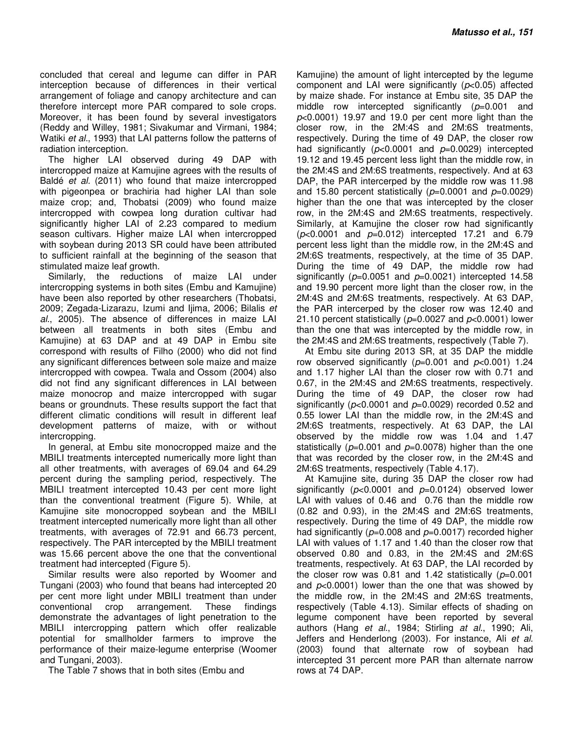concluded that cereal and legume can differ in PAR interception because of differences in their vertical arrangement of foliage and canopy architecture and can therefore intercept more PAR compared to sole crops. Moreover, it has been found by several investigators (Reddy and Willey, 1981; Sivakumar and Virmani, 1984; Watiki *et al*., 1993) that LAI patterns follow the patterns of radiation interception.

The higher LAI observed during 49 DAP with intercropped maize at Kamujine agrees with the results of Baldé *et al.* (2011) who found that maize intercropped with pigeonpea or brachiria had higher LAI than sole maize crop; and, Thobatsi (2009) who found maize intercropped with cowpea long duration cultivar had significantly higher LAI of 2.23 compared to medium season cultivars. Higher maize LAI when intercropped with soybean during 2013 SR could have been attributed to sufficient rainfall at the beginning of the season that stimulated maize leaf growth.

Similarly, the reductions of maize LAI under intercropping systems in both sites (Embu and Kamujine) have been also reported by other researchers (Thobatsi, 2009; Zegada-Lizarazu, Izumi and Ijima, 2006; Bilalis *et al*., 2005). The absence of differences in maize LAI between all treatments in both sites (Embu and Kamujine) at 63 DAP and at 49 DAP in Embu site correspond with results of Filho (2000) who did not find any significant differences between sole maize and maize intercropped with cowpea. Twala and Ossom (2004) also did not find any significant differences in LAI between maize monocrop and maize intercropped with sugar beans or groundnuts. These results support the fact that different climatic conditions will result in different leaf development patterns of maize, with or without intercropping.

In general, at Embu site monocropped maize and the MBILI treatments intercepted numerically more light than all other treatments, with averages of 69.04 and 64.29 percent during the sampling period, respectively. The MBILI treatment intercepted 10.43 per cent more light than the conventional treatment (Figure 5). While, at Kamujine site monocropped soybean and the MBILI treatment intercepted numerically more light than all other treatments, with averages of 72.91 and 66.73 percent, respectively. The PAR intercepted by the MBILI treatment was 15.66 percent above the one that the conventional treatment had intercepted (Figure 5).

Similar results were also reported by Woomer and Tungani (2003) who found that beans had intercepted 20 per cent more light under MBILI treatment than under conventional crop arrangement. These findings demonstrate the advantages of light penetration to the MBILI intercropping pattern which offer realizable potential for smallholder farmers to improve the performance of their maize-legume enterprise (Woomer and Tungani, 2003).

The Table 7 shows that in both sites (Embu and Kamujine) the amount of light intercepted by the legume component and LAI were significantly ($p<0.05$) affected by maize shade. For instance at Embu site, 35 DAP the middle row intercepted significantly ($p=0.001$ and $p<0.0001$) 19.97 and 19.0 per cent more light than the closer row, in the 2M:4S and 2M:6S treatments, respectively. During the time of 49 DAP, the closer row had significantly ($p<0.0001$ and $p=0.0029$) intercepted 19.12 and 19.45 percent less light than the middle row, in the 2M:4S and 2M:6S treatments, respectively. And at 63 DAP, the PAR intercerped by the middle row was 11.98 and 15.80 percent statistically ($p=0.0001$ and $p=0.0029$) higher than the one that was intercepted by the closer row, in the 2M:4S and 2M:6S treatments, respectively. Similarly, at Kamujine the closer row had significantly ($p<0.0001$ and $p=0.012$) intercepted 17.21 and 6.79 percent less light than the middle row, in the 2M:4S and 2M:6S treatments, respectively, at the time of 35 DAP. During the time of 49 DAP, the middle row had significantly ($p=0.0051$ and $p=0.0021$) intercepted 14.58 and 19.90 percent more light than the closer row, in the 2M:4S and 2M:6S treatments, respectively. At 63 DAP, the PAR intercerped by the closer row was 12.40 and 21.10 percent statistically ($p=0.0027$ and $p<0.0001$) lower than the one that was intercepted by the middle row, in the 2M:4S and 2M:6S treatments, respectively (Table 7).

At Embu site during 2013 SR, at 35 DAP the middle row observed significantly ($p=0.001$ and $p<0.001$) 1.24 and 1.17 higher LAI than the closer row with 0.71 and 0.67, in the 2M:4S and 2M:6S treatments, respectively. During the time of 49 DAP, the closer row had significantly ($p<0.0001$ and $p=0.0029$) recorded 0.52 and 0.55 lower LAI than the middle row, in the 2M:4S and 2M:6S treatments, respectively. At 63 DAP, the LAI observed by the middle row was 1.04 and 1.47 statistically ($p=0.001$ and $p=0.0078$) higher than the one that was recorded by the closer row, in the 2M:4S and 2M:6S treatments, respectively (Table 4.17).

At Kamujine site, during 35 DAP the closer row had significantly ($p<0.0001$ and $p=0.0124$) observed lower LAI with values of 0.46 and 0.76 than the middle row (0.82 and 0.93), in the 2M:4S and 2M:6S treatments, respectively. During the time of 49 DAP, the middle row had significantly ($p=0.008$ and $p=0.0017$) recorded higher LAI with values of 1.17 and 1.40 than the closer row that observed 0.80 and 0.83, in the 2M:4S and 2M:6S treatments, respectively. At 63 DAP, the LAI recorded by the closer row was 0.81 and 1.42 statistically ($p=0.001$ and $p<0.0001$) lower than the one that was showed by the middle row, in the 2M:4S and 2M:6S treatments, respectively (Table 4.13). Similar effects of shading on legume component have been reported by several authors (Hang *et al*., 1984; Stirling *at al*., 1990; Ali, Jeffers and Henderlong (2003). For instance, Ali *et al.* (2003) found that alternate row of soybean had intercepted 31 percent more PAR than alternate narrow rows at 74 DAP.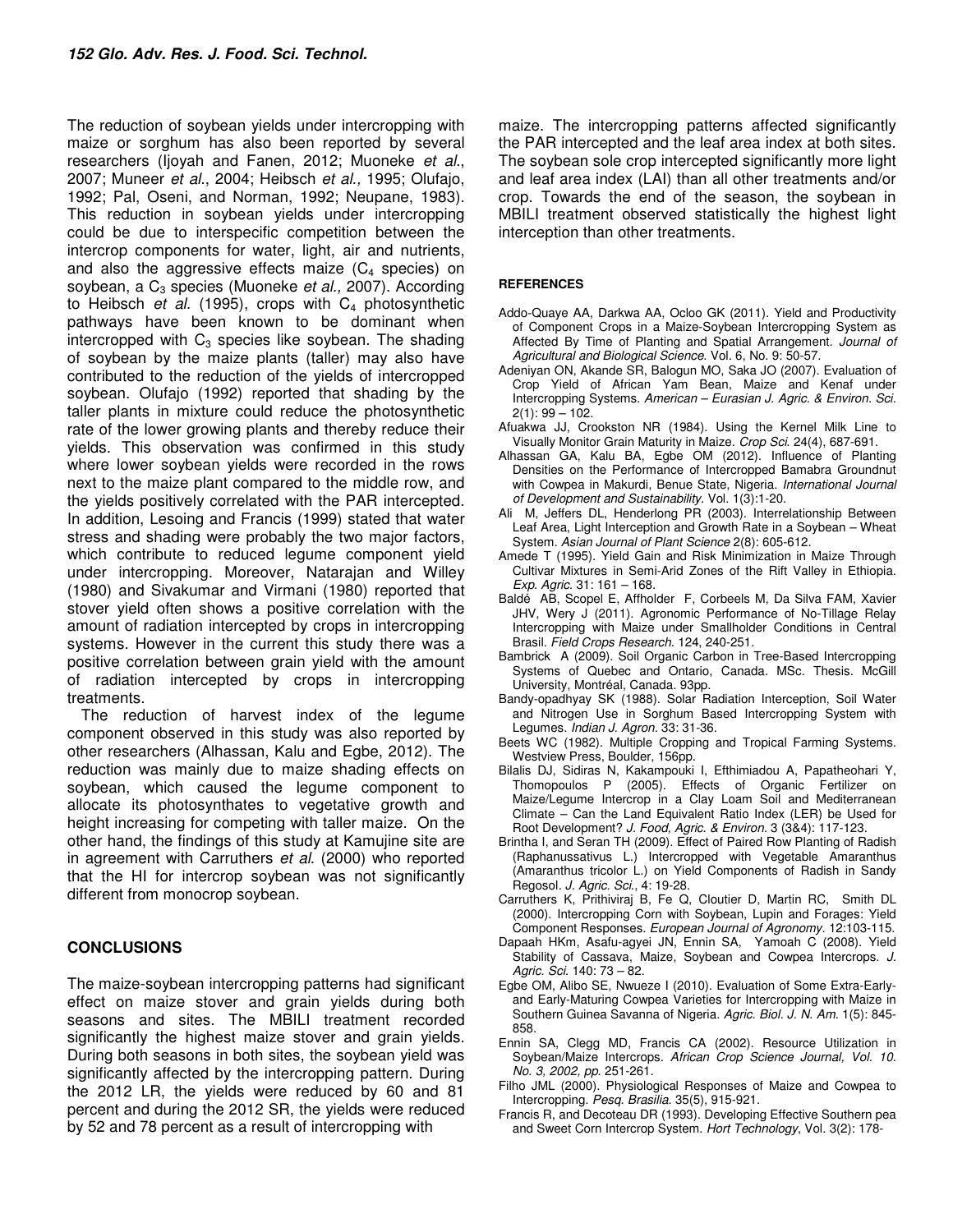The reduction of soybean yields under intercropping with maize or sorghum has also been reported by several researchers (Ijoyah and Fanen, 2012; Muoneke *et al*., 2007; Muneer *et al*., 2004; Heibsch *et al.,* 1995; Olufajo, 1992; Pal, Oseni, and Norman, 1992; Neupane, 1983). This reduction in soybean yields under intercropping could be due to interspecific competition between the intercrop components for water, light, air and nutrients, and also the aggressive effects maize ($C_4$ species) on soybean, a $C_3$ species (Muoneke *et al.,* 2007). According to Heibsch *et al.* (1995), crops with $C_4$ photosynthetic pathways have been known to be dominant when intercropped with $C_3$ species like soybean. The shading of soybean by the maize plants (taller) may also have contributed to the reduction of the yields of intercropped soybean. Olufajo (1992) reported that shading by the taller plants in mixture could reduce the photosynthetic rate of the lower growing plants and thereby reduce their yields. This observation was confirmed in this study where lower soybean yields were recorded in the rows next to the maize plant compared to the middle row, and the yields positively correlated with the PAR intercepted. In addition, Lesoing and Francis (1999) stated that water stress and shading were probably the two major factors, which contribute to reduced legume component yield under intercropping. Moreover, Natarajan and Willey (1980) and Sivakumar and Virmani (1980) reported that stover yield often shows a positive correlation with the amount of radiation intercepted by crops in intercropping systems. However in the current this study there was a positive correlation between grain yield with the amount of radiation intercepted by crops in intercropping treatments.

The reduction of harvest index of the legume component observed in this study was also reported by other researchers (Alhassan, Kalu and Egbe, 2012). The reduction was mainly due to maize shading effects on soybean, which caused the legume component to allocate its photosynthates to vegetative growth and height increasing for competing with taller maize. On the other hand, the findings of this study at Kamujine site are in agreement with Carruthers *et al*. (2000) who reported that the HI for intercrop soybean was not significantly different from monocrop soybean.

## CONCLUSIONS

The maize-soybean intercropping patterns had significant effect on maize stover and grain yields during both seasons and sites. The MBILI treatment recorded significantly the highest maize stover and grain yields. During both seasons in both sites, the soybean yield was significantly affected by the intercropping pattern. During the 2012 LR, the yields were reduced by 60 and 81 percent and during the 2012 SR, the yields were reduced by 52 and 78 percent as a result of intercropping with maize. The intercropping patterns affected significantly the PAR intercepted and the leaf area index at both sites. The soybean sole crop intercepted significantly more light and leaf area index (LAI) than all other treatments and/or crop. Towards the end of the season, the soybean in MBILI treatment observed statistically the highest light interception than other treatments.

## REFERENCES

Addo-Quaye AA, Darkwa AA, Ocloo GK (2011). Yield and Productivity of Component Crops in a Maize-Soybean Intercropping System as Affected By Time of Planting and Spatial Arrangement. *Journal of Agricultural and Biological Science*. Vol. 6, No. 9: 50-57.

Adeniyan ON, Akande SR, Balogun MO, Saka JO (2007). Evaluation of Crop Yield of African Yam Bean, Maize and Kenaf under Intercropping Systems. *American – Eurasian J. Agric. & Environ. Sci.* 2(1): 99 – 102.

Afuakwa JJ, Crookston NR (1984). Using the Kernel Milk Line to Visually Monitor Grain Maturity in Maize. *Crop Sci*. 24(4), 687-691.

Alhassan GA, Kalu BA, Egbe OM (2012). Influence of Planting Densities on the Performance of Intercropped Bamabra Groundnut with Cowpea in Makurdi, Benue State, Nigeria. *International Journal of Development and Sustainability.* Vol. 1(3):1-20.

Ali M, Jeffers DL, Henderlong PR (2003). Interrelationship Between Leaf Area, Light Interception and Growth Rate in a Soybean – Wheat System. *Asian Journal of Plant Science* 2(8): 605-612.

Amede T (1995). Yield Gain and Risk Minimization in Maize Through Cultivar Mixtures in Semi-Arid Zones of the Rift Valley in Ethiopia. *Exp. Agric.* 31: 161 – 168.

Baldé AB, Scopel E, Affholder F, Corbeels M, Da Silva FAM, Xavier JHV, Wery J (2011). Agronomic Performance of No-Tillage Relay Intercropping with Maize under Smallholder Conditions in Central Brasil. *Field Crops Research*. 124, 240-251.

Bambrick A (2009). Soil Organic Carbon in Tree-Based Intercropping Systems of Quebec and Ontario, Canada. MSc. Thesis. McGill University, Montréal, Canada. 93pp.

Bandy-opadhyay SK (1988). Solar Radiation Interception, Soil Water and Nitrogen Use in Sorghum Based Intercropping System with Legumes. *Indian J. Agron.* 33: 31-36.

Beets WC (1982). Multiple Cropping and Tropical Farming Systems. Westview Press, Boulder, 156pp.

Bilalis DJ, Sidiras N, Kakampouki I, Efthimiadou A, Papatheohari Y, Thomopoulos P (2005). Effects of Organic Fertilizer on Maize/Legume Intercrop in a Clay Loam Soil and Mediterranean Climate – Can the Land Equivalent Ratio Index (LER) be Used for Root Development? *J. Food, Agric. & Environ.* 3 (3&4): 117-123.

Brintha I, and Seran TH (2009). Effect of Paired Row Planting of Radish (Raphanussativus L.) Intercropped with Vegetable Amaranthus (Amaranthus tricolor L.) on Yield Components of Radish in Sandy Regosol. *J. Agric. Sci.*, 4: 19-28.

Carruthers K, Prithiviraj B, Fe Q, Cloutier D, Martin RC, Smith DL (2000). Intercropping Corn with Soybean, Lupin and Forages: Yield Component Responses. *European Journal of Agronomy*. 12:103-115.

Dapaah HKm, Asafu-agyei JN, Ennin SA, Yamoah C (2008). Yield Stability of Cassava, Maize, Soybean and Cowpea Intercrops. *J. Agric. Sci*. 140: 73 – 82.

Egbe OM, Alibo SE, Nwueze I (2010). Evaluation of Some Extra-Early- and Early-Maturing Cowpea Varieties for Intercropping with Maize in Southern Guinea Savanna of Nigeria. *Agric. Biol. J. N. Am.* 1(5): 845-858.

Ennin SA, Clegg MD, Francis CA (2002). Resource Utilization in Soybean/Maize Intercrops. *African Crop Science Journal, Vol. 10. No. 3, 2002, pp.* 251-261.

Filho JML (2000). Physiological Responses of Maize and Cowpea to Intercropping. *Pesq. Brasilia*. 35(5), 915-921.

Francis R, and Decoteau DR (1993). Developing Effective Southern pea and Sweet Corn Intercrop System. *Hort Technology*, Vol. 3(2): 178-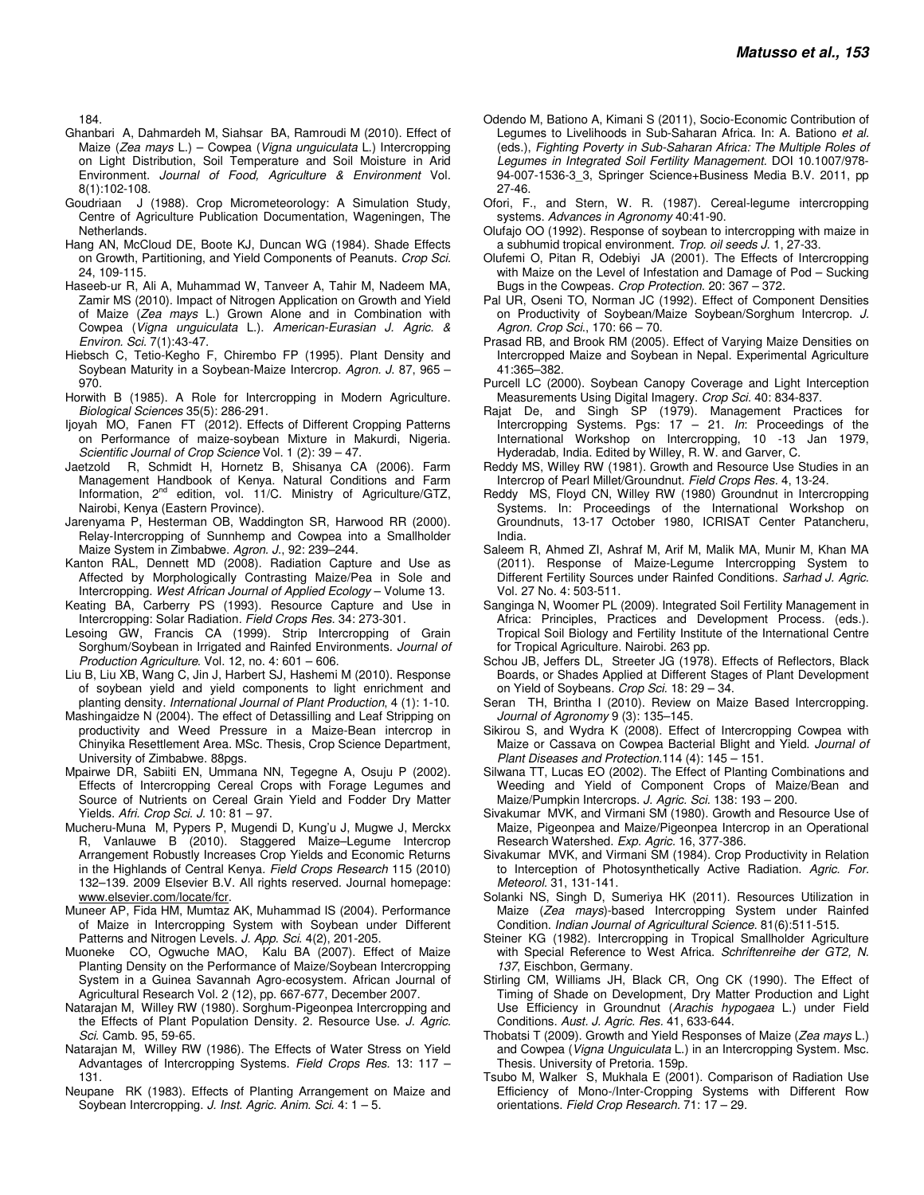184.

Ghanbari A, Dahmardeh M, Siahsar BA, Ramroudi M (2010). Effect of Maize (*Zea mays* L.) – Cowpea (*Vigna unguiculata* L.) Intercropping on Light Distribution, Soil Temperature and Soil Moisture in Arid Environment. *Journal of Food, Agriculture & Environment* Vol. 8(1):102-108.

Goudriaan J (1988). Crop Micrometeorology: A Simulation Study, Centre of Agriculture Publication Documentation, Wageningen, The Netherlands.

Hang AN, McCloud DE, Boote KJ, Duncan WG (1984). Shade Effects on Growth, Partitioning, and Yield Components of Peanuts. *Crop Sci.* 24, 109-115.

Haseeb-ur R, Ali A, Muhammad W, Tanveer A, Tahir M, Nadeem MA, Zamir MS (2010). Impact of Nitrogen Application on Growth and Yield of Maize (*Zea mays* L.) Grown Alone and in Combination with Cowpea (*Vigna unguiculata* L.). *American-Eurasian J. Agric. & Environ. Sci.* 7(1):43-47.

Hiebsch C, Tetio-Kegho F, Chirembo FP (1995). Plant Density and Soybean Maturity in a Soybean-Maize Intercrop. *Agron. J.* 87, 965 – 970.

Horwith B (1985). A Role for Intercropping in Modern Agriculture. *Biological Sciences* 35(5): 286-291.

Ijoyah MO, Fanen FT (2012). Effects of Different Cropping Patterns on Performance of maize-soybean Mixture in Makurdi, Nigeria. *Scientific Journal of Crop Science* Vol. 1 (2): 39 – 47.

Jaetzold R, Schmidt H, Hornetz B, Shisanya CA (2006). Farm Management Handbook of Kenya. Natural Conditions and Farm Information, 2nd edition, vol. 11/C. Ministry of Agriculture/GTZ, Nairobi, Kenya (Eastern Province).

Jarenyama P, Hesterman OB, Waddington SR, Harwood RR (2000). Relay-Intercropping of Sunnhemp and Cowpea into a Smallholder Maize System in Zimbabwe. *Agron. J.*, 92: 239–244.

Kanton RAL, Dennett MD (2008). Radiation Capture and Use as Affected by Morphologically Contrasting Maize/Pea in Sole and Intercropping. *West African Journal of Applied Ecology* – Volume 13.

Keating BA, Carberry PS (1993). Resource Capture and Use in Intercropping: Solar Radiation. *Field Crops Res.* 34: 273-301.

Lesoing GW, Francis CA (1999). Strip Intercropping of Grain Sorghum/Soybean in Irrigated and Rainfed Environments. *Journal of Production Agriculture*. Vol. 12, no. 4: 601 – 606.

Liu B, Liu XB, Wang C, Jin J, Harbert SJ, Hashemi M (2010). Response of soybean yield and yield components to light enrichment and planting density. *International Journal of Plant Production*, 4 (1): 1-10.

Mashingaidze N (2004). The effect of Detassilling and Leaf Stripping on productivity and Weed Pressure in a Maize-Bean intercrop in Chinyika Resettlement Area. MSc. Thesis, Crop Science Department, University of Zimbabwe. 88pgs.

Mpairwe DR, Sabiiti EN, Ummana NN, Tegegne A, Osuju P (2002). Effects of Intercropping Cereal Crops with Forage Legumes and Source of Nutrients on Cereal Grain Yield and Fodder Dry Matter Yields. *Afri. Crop Sci. J.* 10: 81 – 97.

Mucheru-Muna M, Pypers P, Mugendi D, Kung'u J, Mugwe J, Merckx R, Vanlauwe B (2010). Staggered Maize–Legume Intercrop Arrangement Robustly Increases Crop Yields and Economic Returns in the Highlands of Central Kenya. *Field Crops Research* 115 (2010) 132–139. 2009 Elsevier B.V. All rights reserved. Journal homepage: www.elsevier.com/locate/fcr.

Muneer AP, Fida HM, Mumtaz AK, Muhammad IS (2004). Performance of Maize in Intercropping System with Soybean under Different Patterns and Nitrogen Levels. *J. App. Sci.* 4(2), 201-205.

Muoneke CO, Ogwuche MAO, Kalu BA (2007). Effect of Maize Planting Density on the Performance of Maize/Soybean Intercropping System in a Guinea Savannah Agro-ecosystem. African Journal of Agricultural Research Vol. 2 (12), pp. 667-677, December 2007.

Natarajan M, Willey RW (1980). Sorghum-Pigeonpea Intercropping and the Effects of Plant Population Density. 2. Resource Use. *J. Agric. Sci.* Camb. 95, 59-65.

Natarajan M, Willey RW (1986). The Effects of Water Stress on Yield Advantages of Intercropping Systems. *Field Crops Res.* 13: 117 – 131.

Neupane RK (1983). Effects of Planting Arrangement on Maize and Soybean Intercropping. *J. Inst. Agric. Anim. Sci.* 4: 1 – 5.

Odendo M, Bationo A, Kimani S (2011), Socio-Economic Contribution of Legumes to Livelihoods in Sub-Saharan Africa. In: A. Bationo *et al.* (eds.), *Fighting Poverty in Sub-Saharan Africa: The Multiple Roles of Legumes in Integrated Soil Fertility Management*. DOI 10.1007/978-94-007-1536-3_3, Springer Science+Business Media B.V. 2011, pp 27-46.

Ofori, F., and Stern, W. R. (1987). Cereal-legume intercropping systems. *Advances in Agronomy* 40:41-90.

Olufajo OO (1992). Response of soybean to intercropping with maize in a subhumid tropical environment. *Trop. oil seeds J.* 1, 27-33.

Olufemi O, Pitan R, Odebiyi JA (2001). The Effects of Intercropping with Maize on the Level of Infestation and Damage of Pod – Sucking Bugs in the Cowpeas. *Crop Protection*. 20: 367 – 372.

Pal UR, Oseni TO, Norman JC (1992). Effect of Component Densities on Productivity of Soybean/Maize Soybean/Sorghum Intercrop. *J. Agron. Crop Sci.*, 170: 66 – 70.

Prasad RB, and Brook RM (2005). Effect of Varying Maize Densities on Intercropped Maize and Soybean in Nepal. Experimental Agriculture 41:365–382.

Purcell LC (2000). Soybean Canopy Coverage and Light Interception Measurements Using Digital Imagery. *Crop Sci.* 40: 834-837.

Rajat De, and Singh SP (1979). Management Practices for Intercropping Systems. Pgs: 17 – 21. *In*: Proceedings of the International Workshop on Intercropping, 10 -13 Jan 1979, Hyderadab, India. Edited by Willey, R. W. and Garver, C.

Reddy MS, Willey RW (1981). Growth and Resource Use Studies in an Intercrop of Pearl Millet/Groundnut. *Field Crops Res.* 4, 13-24.

Reddy MS, Floyd CN, Willey RW (1980) Groundnut in Intercropping Systems. In: Proceedings of the International Workshop on Groundnuts, 13-17 October 1980, ICRISAT Center Patancheru, India.

Saleem R, Ahmed ZI, Ashraf M, Arif M, Malik MA, Munir M, Khan MA (2011). Response of Maize-Legume Intercropping System to Different Fertility Sources under Rainfed Conditions. *Sarhad J. Agric.* Vol. 27 No. 4: 503-511.

Sanginga N, Woomer PL (2009). Integrated Soil Fertility Management in Africa: Principles, Practices and Development Process. (eds.). Tropical Soil Biology and Fertility Institute of the International Centre for Tropical Agriculture. Nairobi. 263 pp.

Schou JB, Jeffers DL, Streeter JG (1978). Effects of Reflectors, Black Boards, or Shades Applied at Different Stages of Plant Development on Yield of Soybeans. *Crop Sci.* 18: 29 – 34.

Seran TH, Brintha I (2010). Review on Maize Based Intercropping. *Journal of Agronomy* 9 (3): 135–145.

Sikirou S, and Wydra K (2008). Effect of Intercropping Cowpea with Maize or Cassava on Cowpea Bacterial Blight and Yield. *Journal of Plant Diseases and Protection*.114 (4): 145 – 151.

Silwana TT, Lucas EO (2002). The Effect of Planting Combinations and Weeding and Yield of Component Crops of Maize/Bean and Maize/Pumpkin Intercrops. *J. Agric. Sci.* 138: 193 – 200.

Sivakumar MVK, and Virmani SM (1980). Growth and Resource Use of Maize, Pigeonpea and Maize/Pigeonpea Intercrop in an Operational Research Watershed. *Exp. Agric.* 16, 377-386.

Sivakumar MVK, and Virmani SM (1984). Crop Productivity in Relation to Interception of Photosynthetically Active Radiation. *Agric. For. Meteorol.* 31, 131-141.

Solanki NS, Singh D, Sumeriya HK (2011). Resources Utilization in Maize (*Zea mays*)-based Intercropping System under Rainfed Condition. *Indian Journal of Agricultural Science*. 81(6):511-515.

Steiner KG (1982). Intercropping in Tropical Smallholder Agriculture with Special Reference to West Africa. *Schriftenreihe der GT2, N. 137*, Eischbon, Germany.

Stirling CM, Williams JH, Black CR, Ong CK (1990). The Effect of Timing of Shade on Development, Dry Matter Production and Light Use Efficiency in Groundnut (*Arachis hypogaea* L.) under Field Conditions. *Aust. J. Agric. Res.* 41, 633-644.

Thobatsi T (2009). Growth and Yield Responses of Maize (*Zea mays* L.) and Cowpea (*Vigna Unguiculata* L.) in an Intercropping System. Msc. Thesis. University of Pretoria. 159p.

Tsubo M, Walker S, Mukhala E (2001). Comparison of Radiation Use Efficiency of Mono-/Inter-Cropping Systems with Different Row orientations. *Field Crop Research.* 71: 17 – 29.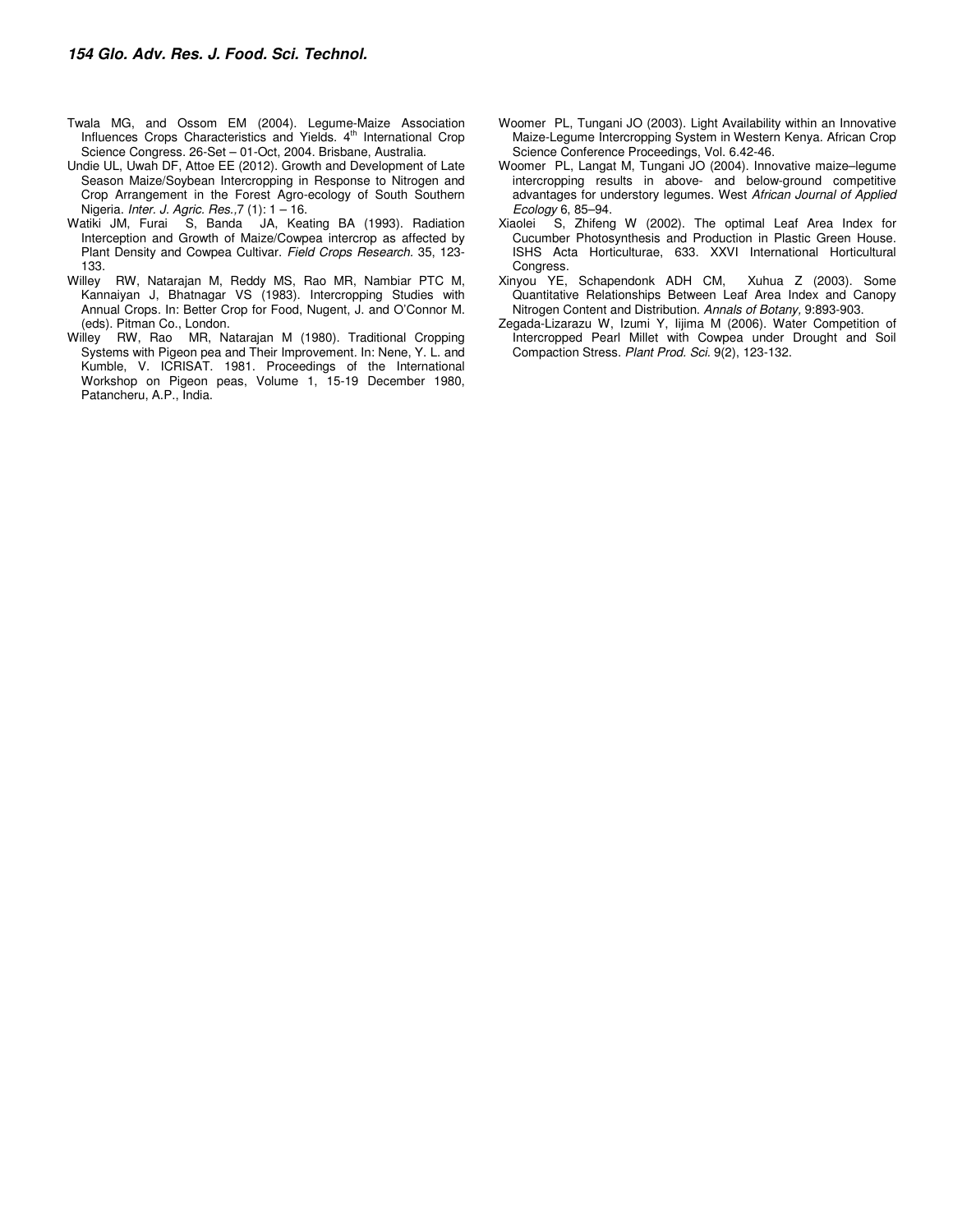Twala MG, and Ossom EM (2004). Legume-Maize Association Influences Crops Characteristics and Yields. 4th International Crop Science Congress. 26-Set – 01-Oct, 2004. Brisbane, Australia.

Undie UL, Uwah DF, Attoe EE (2012). Growth and Development of Late Season Maize/Soybean Intercropping in Response to Nitrogen and Crop Arrangement in the Forest Agro-ecology of South Southern Nigeria. *Inter. J. Agric. Res.*,7 (1): 1 – 16.

Watiki JM, Furai S, Banda JA, Keating BA (1993). Radiation Interception and Growth of Maize/Cowpea intercrop as affected by Plant Density and Cowpea Cultivar. *Field Crops Research.* 35, 123-133.

Willey RW, Natarajan M, Reddy MS, Rao MR, Nambiar PTC M, Kannaiyan J, Bhatnagar VS (1983). Intercropping Studies with Annual Crops. In: Better Crop for Food, Nugent, J. and O'Connor M. (eds). Pitman Co., London.

Willey RW, Rao MR, Natarajan M (1980). Traditional Cropping Systems with Pigeon pea and Their Improvement. In: Nene, Y. L. and Kumble, V. ICRISAT. 1981. Proceedings of the International Workshop on Pigeon peas, Volume 1, 15-19 December 1980, Patancheru, A.P., India.

Woomer PL, Tungani JO (2003). Light Availability within an Innovative Maize-Legume Intercropping System in Western Kenya. African Crop Science Conference Proceedings, Vol. 6.42-46.

Woomer PL, Langat M, Tungani JO (2004). Innovative maize–legume intercropping results in above- and below-ground competitive advantages for understory legumes. West *African Journal of Applied Ecology* 6, 85–94.

Xiaolei S, Zhifeng W (2002). The optimal Leaf Area Index for Cucumber Photosynthesis and Production in Plastic Green House. ISHS Acta Horticulturae, 633. XXVI International Horticultural Congress.

Xinyou YE, Schapendonk ADH CM, Xuhua Z (2003). Some Quantitative Relationships Between Leaf Area Index and Canopy Nitrogen Content and Distribution. *Annals of Botany*, 9:893-903.

Zegada-Lizarazu W, Izumi Y, Iijima M (2006). Water Competition of Intercropped Pearl Millet with Cowpea under Drought and Soil Compaction Stress. *Plant Prod. Sci.* 9(2), 123-132.